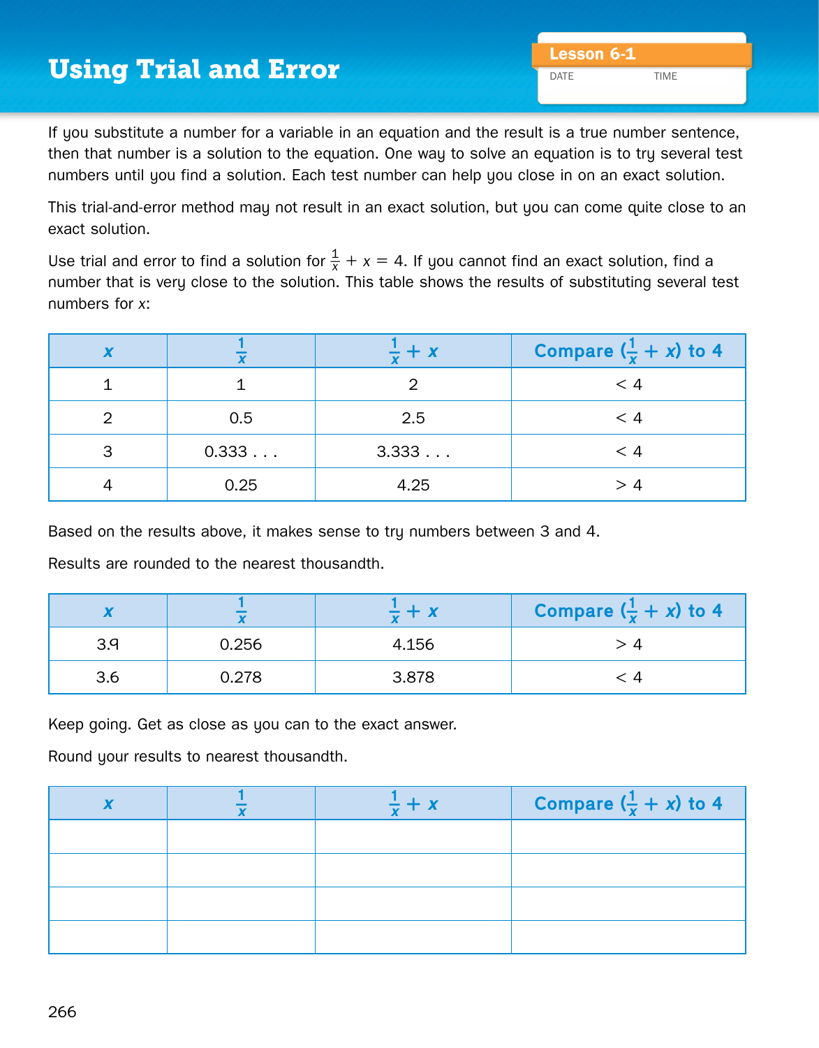# Using Trial and Error

Lesson 6-1

DATE TIME

If you substitute a number for a variable in an equation and the result is a true number sentence, then that number is a solution to the equation. One way to solve an equation is to try several test numbers until you find a solution. Each test number can help you close in on an exact solution.

This trial-and-error method may not result in an exact solution, but you can come quite close to an exact solution.

Use trial and error to find a solution for $\frac{1}{x} + x = 4$. If you cannot find an exact solution, find a number that is very close to the solution. This table shows the results of substituting several test numbers for $x$:

| $x$ | $\frac{1}{x}$ | $\frac{1}{x} + x$ | Compare $(\frac{1}{x} + x)$ to 4 |
|---|---|---|---|
| 1 | 1 | 2 | $< 4$ |
| 2 | 0.5 | 2.5 | $< 4$ |
| 3 | 0.333 . . . | 3.333 . . . | $< 4$ |
| 4 | 0.25 | 4.25 | $> 4$ |

Based on the results above, it makes sense to try numbers between 3 and 4.

Results are rounded to the nearest thousandth.

| $x$ | $\frac{1}{x}$ | $\frac{1}{x} + x$ | Compare $(\frac{1}{x} + x)$ to 4 |
|---|---|---|---|
| 3.9 | 0.256 | 4.156 | $> 4$ |
| 3.6 | 0.278 | 3.878 | $< 4$ |

Keep going. Get as close as you can to the exact answer.

Round your results to nearest thousandth.

| $x$ | $\frac{1}{x}$ | $\frac{1}{x} + x$ | Compare $(\frac{1}{x} + x)$ to 4 |
|---|---|---|---|
| | | | |
| | | | |
| | | | |
| | | | |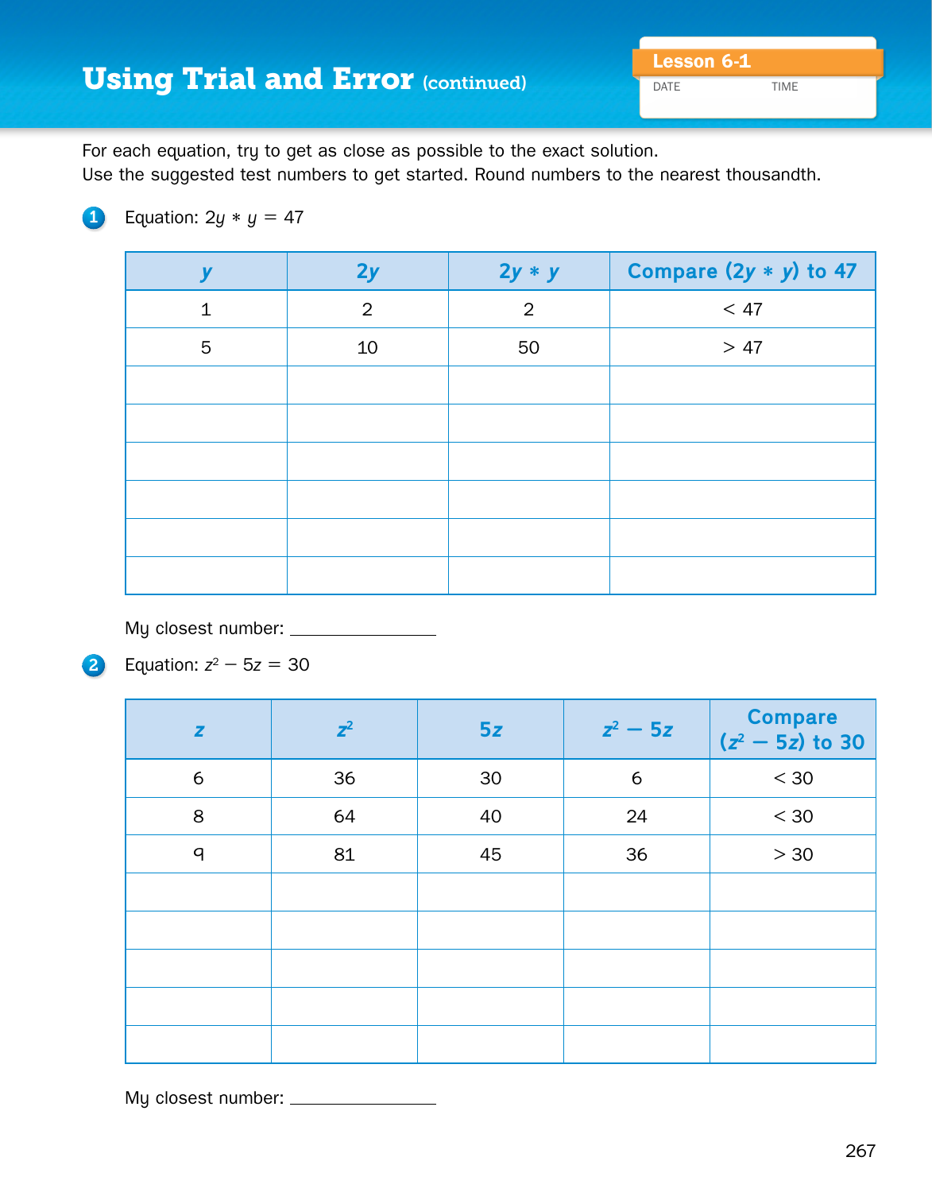# Using Trial and Error (continued)

Lesson 6-1

DATE TIME

For each equation, try to get as close as possible to the exact solution.
Use the suggested test numbers to get started. Round numbers to the nearest thousandth.

**1** Equation: $2y * y = 47$

| $y$ | $2y$ | $2y * y$ | Compare $(2y * y)$ to 47 |
|---|---|---|---|
| 1 | 2 | 2 | < 47 |
| 5 | 10 | 50 | > 47 |
| | | | |
| | | | |
| | | | |
| | | | |
| | | | |
| | | | |

My closest number: ______________

**2** Equation: $z^2 - 5z = 30$

| $z$ | $z^2$ | $5z$ | $z^2 - 5z$ | Compare $(z^2 - 5z)$ to 30 |
|---|---|---|---|---|
| 6 | 36 | 30 | 6 | < 30 |
| 8 | 64 | 40 | 24 | < 30 |
| 9 | 81 | 45 | 36 | > 30 |
| | | | | |
| | | | | |
| | | | | |
| | | | | |
| | | | | |

My closest number: ______________